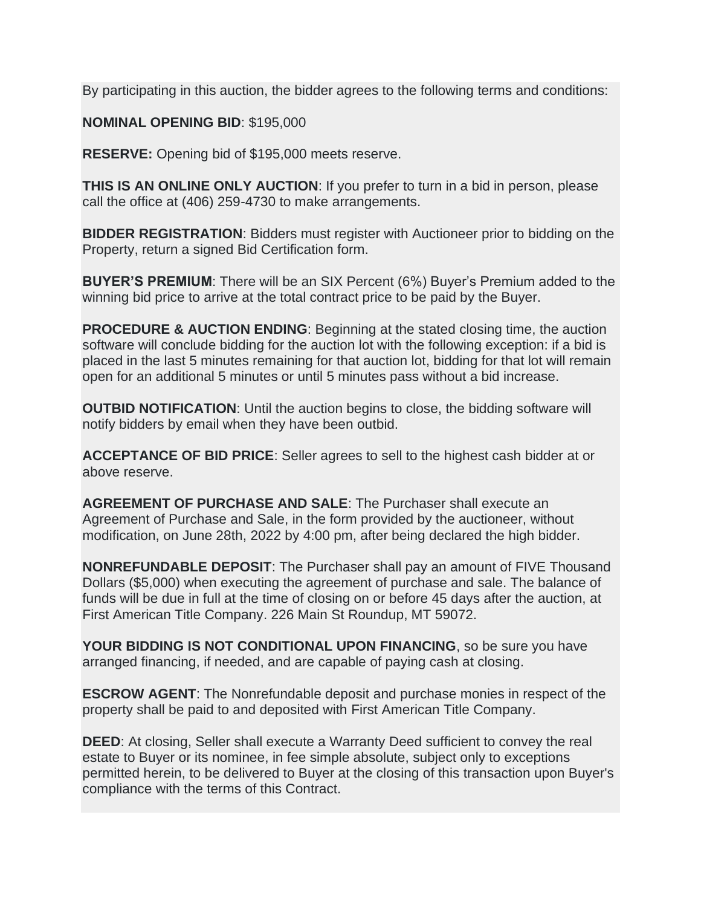By participating in this auction, the bidder agrees to the following terms and conditions:

**NOMINAL OPENING BID**: $195,000

**RESERVE:** Opening bid of $195,000 meets reserve.

**THIS IS AN ONLINE ONLY AUCTION**: If you prefer to turn in a bid in person, please call the office at (406) 259-4730 to make arrangements.

**BIDDER REGISTRATION**: Bidders must register with Auctioneer prior to bidding on the Property, return a signed Bid Certification form.

**BUYER'S PREMIUM**: There will be an SIX Percent (6%) Buyer's Premium added to the winning bid price to arrive at the total contract price to be paid by the Buyer.

**PROCEDURE & AUCTION ENDING**: Beginning at the stated closing time, the auction software will conclude bidding for the auction lot with the following exception: if a bid is placed in the last 5 minutes remaining for that auction lot, bidding for that lot will remain open for an additional 5 minutes or until 5 minutes pass without a bid increase.

**OUTBID NOTIFICATION**: Until the auction begins to close, the bidding software will notify bidders by email when they have been outbid.

**ACCEPTANCE OF BID PRICE**: Seller agrees to sell to the highest cash bidder at or above reserve.

**AGREEMENT OF PURCHASE AND SALE**: The Purchaser shall execute an Agreement of Purchase and Sale, in the form provided by the auctioneer, without modification, on June 28th, 2022 by 4:00 pm, after being declared the high bidder.

**NONREFUNDABLE DEPOSIT**: The Purchaser shall pay an amount of FIVE Thousand Dollars ($5,000) when executing the agreement of purchase and sale. The balance of funds will be due in full at the time of closing on or before 45 days after the auction, at First American Title Company. 226 Main St Roundup, MT 59072.

**YOUR BIDDING IS NOT CONDITIONAL UPON FINANCING**, so be sure you have arranged financing, if needed, and are capable of paying cash at closing.

**ESCROW AGENT**: The Nonrefundable deposit and purchase monies in respect of the property shall be paid to and deposited with First American Title Company.

**DEED**: At closing, Seller shall execute a Warranty Deed sufficient to convey the real estate to Buyer or its nominee, in fee simple absolute, subject only to exceptions permitted herein, to be delivered to Buyer at the closing of this transaction upon Buyer's compliance with the terms of this Contract.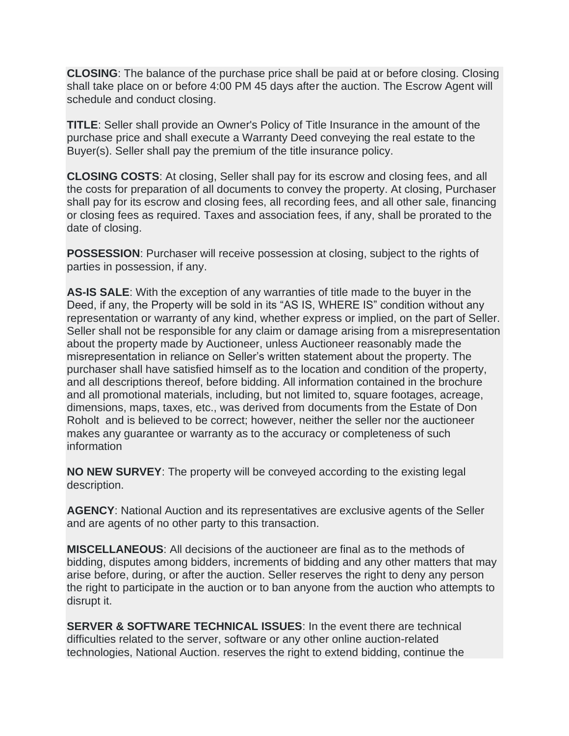**CLOSING**: The balance of the purchase price shall be paid at or before closing. Closing shall take place on or before 4:00 PM 45 days after the auction. The Escrow Agent will schedule and conduct closing.

**TITLE**: Seller shall provide an Owner's Policy of Title Insurance in the amount of the purchase price and shall execute a Warranty Deed conveying the real estate to the Buyer(s). Seller shall pay the premium of the title insurance policy.

**CLOSING COSTS**: At closing, Seller shall pay for its escrow and closing fees, and all the costs for preparation of all documents to convey the property. At closing, Purchaser shall pay for its escrow and closing fees, all recording fees, and all other sale, financing or closing fees as required. Taxes and association fees, if any, shall be prorated to the date of closing.

**POSSESSION**: Purchaser will receive possession at closing, subject to the rights of parties in possession, if any.

**AS-IS SALE**: With the exception of any warranties of title made to the buyer in the Deed, if any, the Property will be sold in its "AS IS, WHERE IS" condition without any representation or warranty of any kind, whether express or implied, on the part of Seller. Seller shall not be responsible for any claim or damage arising from a misrepresentation about the property made by Auctioneer, unless Auctioneer reasonably made the misrepresentation in reliance on Seller's written statement about the property. The purchaser shall have satisfied himself as to the location and condition of the property, and all descriptions thereof, before bidding. All information contained in the brochure and all promotional materials, including, but not limited to, square footages, acreage, dimensions, maps, taxes, etc., was derived from documents from the Estate of Don Roholt and is believed to be correct; however, neither the seller nor the auctioneer makes any guarantee or warranty as to the accuracy or completeness of such information

**NO NEW SURVEY**: The property will be conveyed according to the existing legal description.

**AGENCY**: National Auction and its representatives are exclusive agents of the Seller and are agents of no other party to this transaction.

**MISCELLANEOUS**: All decisions of the auctioneer are final as to the methods of bidding, disputes among bidders, increments of bidding and any other matters that may arise before, during, or after the auction. Seller reserves the right to deny any person the right to participate in the auction or to ban anyone from the auction who attempts to disrupt it.

**SERVER & SOFTWARE TECHNICAL ISSUES**: In the event there are technical difficulties related to the server, software or any other online auction-related technologies, National Auction. reserves the right to extend bidding, continue the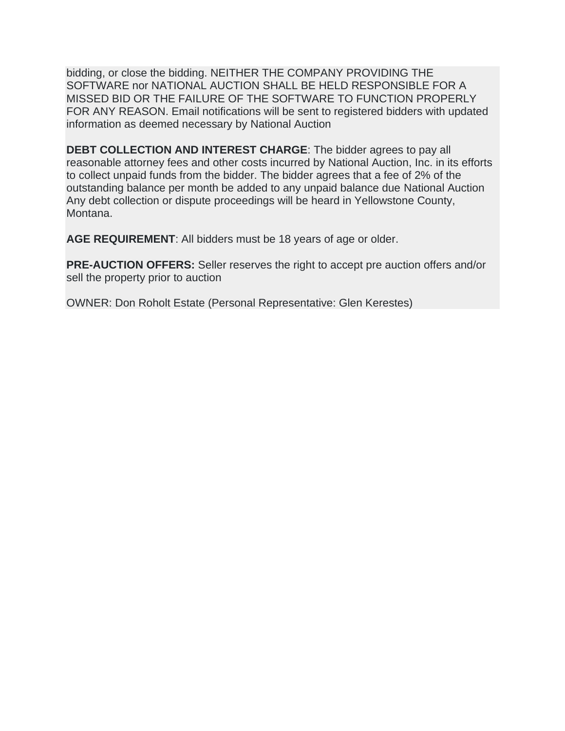bidding, or close the bidding. NEITHER THE COMPANY PROVIDING THE SOFTWARE nor NATIONAL AUCTION SHALL BE HELD RESPONSIBLE FOR A MISSED BID OR THE FAILURE OF THE SOFTWARE TO FUNCTION PROPERLY FOR ANY REASON. Email notifications will be sent to registered bidders with updated information as deemed necessary by National Auction

**DEBT COLLECTION AND INTEREST CHARGE**: The bidder agrees to pay all reasonable attorney fees and other costs incurred by National Auction, Inc. in its efforts to collect unpaid funds from the bidder. The bidder agrees that a fee of 2% of the outstanding balance per month be added to any unpaid balance due National Auction Any debt collection or dispute proceedings will be heard in Yellowstone County, Montana.

**AGE REQUIREMENT**: All bidders must be 18 years of age or older.

**PRE-AUCTION OFFERS:** Seller reserves the right to accept pre auction offers and/or sell the property prior to auction

OWNER: Don Roholt Estate (Personal Representative: Glen Kerestes)